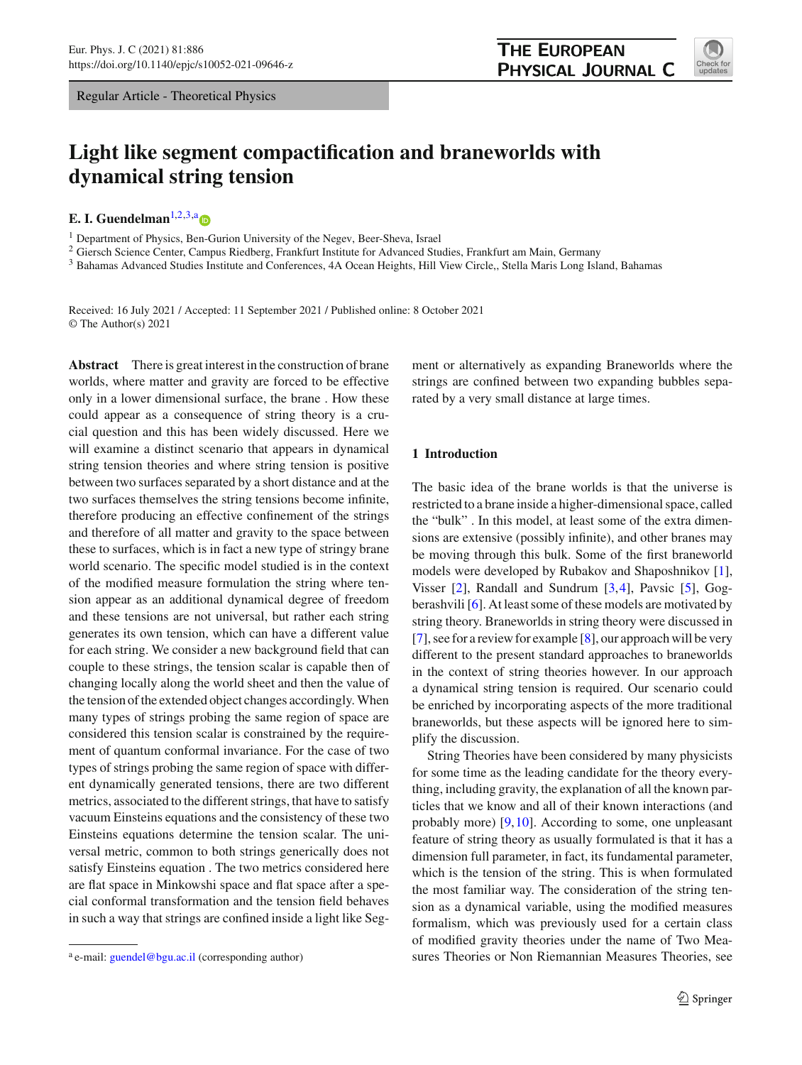Regular Article - Theoretical Physics

# Light like segment compactification and braneworlds with dynamical string tension

**E. I. Guendelman**[1,2,3,a]

[1] Department of Physics, Ben-Gurion University of the Negev, Beer-Sheva, Israel
[2] Giersch Science Center, Campus Riedberg, Frankfurt Institute for Advanced Studies, Frankfurt am Main, Germany
[3] Bahamas Advanced Studies Institute and Conferences, 4A Ocean Heights, Hill View Circle,, Stella Maris Long Island, Bahamas

Received: 16 July 2021 / Accepted: 11 September 2021 / Published online: 8 October 2021
© The Author(s) 2021

**Abstract** There is great interest in the construction of brane worlds, where matter and gravity are forced to be effective only in a lower dimensional surface, the brane . How these could appear as a consequence of string theory is a crucial question and this has been widely discussed. Here we will examine a distinct scenario that appears in dynamical string tension theories and where string tension is positive between two surfaces separated by a short distance and at the two surfaces themselves the string tensions become infinite, therefore producing an effective confinement of the strings and therefore of all matter and gravity to the space between these to surfaces, which is in fact a new type of stringy brane world scenario. The specific model studied is in the context of the modified measure formulation the string where tension appear as an additional dynamical degree of freedom and these tensions are not universal, but rather each string generates its own tension, which can have a different value for each string. We consider a new background field that can couple to these strings, the tension scalar is capable then of changing locally along the world sheet and then the value of the tension of the extended object changes accordingly. When many types of strings probing the same region of space are considered this tension scalar is constrained by the requirement of quantum conformal invariance. For the case of two types of strings probing the same region of space with different dynamically generated tensions, there are two different metrics, associated to the different strings, that have to satisfy vacuum Einsteins equations and the consistency of these two Einsteins equations determine the tension scalar. The universal metric, common to both strings generically does not satisfy Einsteins equation . The two metrics considered here are flat space in Minkowshi space and flat space after a special conformal transformation and the tension field behaves in such a way that strings are confined inside a light like Segment or alternatively as expanding Braneworlds where the strings are confined between two expanding bubbles separated by a very small distance at large times.

## 1 Introduction

The basic idea of the brane worlds is that the universe is restricted to a brane inside a higher-dimensional space, called the "bulk" . In this model, at least some of the extra dimensions are extensive (possibly infinite), and other branes may be moving through this bulk. Some of the first braneworld models were developed by Rubakov and Shaposhnikov [1], Visser [2], Randall and Sundrum [3,4], Pavsic [5], Gogberashvili [6]. At least some of these models are motivated by string theory. Braneworlds in string theory were discussed in [7], see for a review for example [8], our approach will be very different to the present standard approaches to braneworlds in the context of string theories however. In our approach a dynamical string tension is required. Our scenario could be enriched by incorporating aspects of the more traditional braneworlds, but these aspects will be ignored here to simplify the discussion.

String Theories have been considered by many physicists for some time as the leading candidate for the theory everything, including gravity, the explanation of all the known particles that we know and all of their known interactions (and probably more) [9,10]. According to some, one unpleasant feature of string theory as usually formulated is that it has a dimension full parameter, in fact, its fundamental parameter, which is the tension of the string. This is when formulated the most familiar way. The consideration of the string tension as a dynamical variable, using the modified measures formalism, which was previously used for a certain class of modified gravity theories under the name of Two Measures Theories or Non Riemannian Measures Theories, see

[a] e-mail: guendel@bgu.ac.il (corresponding author)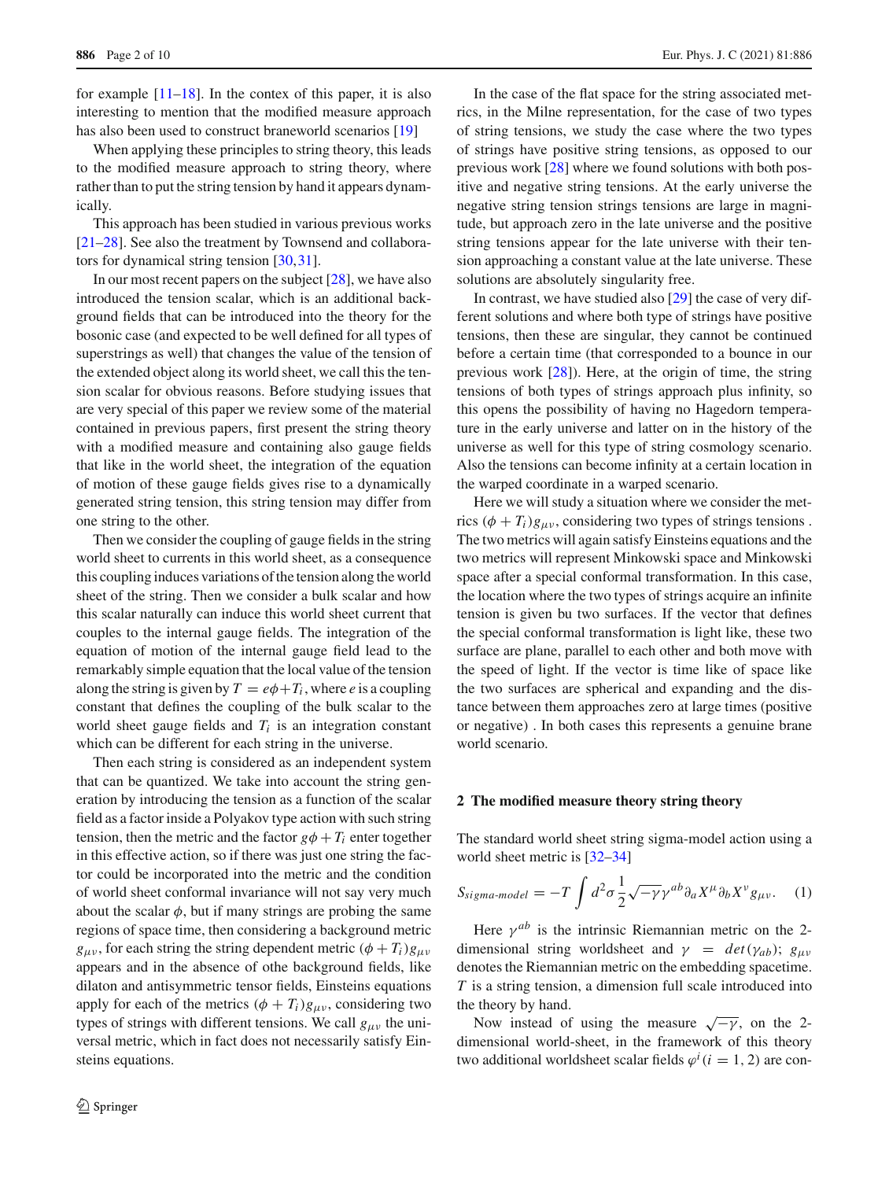for example [11–18]. In the contex of this paper, it is also interesting to mention that the modified measure approach has also been used to construct braneworld scenarios [19]

When applying these principles to string theory, this leads to the modified measure approach to string theory, where rather than to put the string tension by hand it appears dynamically.

This approach has been studied in various previous works [21–28]. See also the treatment by Townsend and collaborators for dynamical string tension [30,31].

In our most recent papers on the subject [28], we have also introduced the tension scalar, which is an additional background fields that can be introduced into the theory for the bosonic case (and expected to be well defined for all types of superstrings as well) that changes the value of the tension of the extended object along its world sheet, we call this the tension scalar for obvious reasons. Before studying issues that are very special of this paper we review some of the material contained in previous papers, first present the string theory with a modified measure and containing also gauge fields that like in the world sheet, the integration of the equation of motion of these gauge fields gives rise to a dynamically generated string tension, this string tension may differ from one string to the other.

Then we consider the coupling of gauge fields in the string world sheet to currents in this world sheet, as a consequence this coupling induces variations of the tension along the world sheet of the string. Then we consider a bulk scalar and how this scalar naturally can induce this world sheet current that couples to the internal gauge fields. The integration of the equation of motion of the internal gauge field lead to the remarkably simple equation that the local value of the tension along the string is given by $T = e\phi + T_i$, where $e$ is a coupling constant that defines the coupling of the bulk scalar to the world sheet gauge fields and $T_i$ is an integration constant which can be different for each string in the universe.

Then each string is considered as an independent system that can be quantized. We take into account the string generation by introducing the tension as a function of the scalar field as a factor inside a Polyakov type action with such string tension, then the metric and the factor $g\phi + T_i$ enter together in this effective action, so if there was just one string the factor could be incorporated into the metric and the condition of world sheet conformal invariance will not say very much about the scalar $\phi$, but if many strings are probing the same regions of space time, then considering a background metric $g_{\mu\nu}$, for each string the string dependent metric $(\phi + T_i)g_{\mu\nu}$ appears and in the absence of othe background fields, like dilaton and antisymmetric tensor fields, Einsteins equations apply for each of the metrics $(\phi + T_i)g_{\mu\nu}$, considering two types of strings with different tensions. We call $g_{\mu\nu}$ the universal metric, which in fact does not necessarily satisfy Einsteins equations.

In the case of the flat space for the string associated metrics, in the Milne representation, for the case of two types of string tensions, we study the case where the two types of strings have positive string tensions, as opposed to our previous work [28] where we found solutions with both positive and negative string tensions. At the early universe the negative string tension strings tensions are large in magnitude, but approach zero in the late universe and the positive string tensions appear for the late universe with their tension approaching a constant value at the late universe. These solutions are absolutely singularity free.

In contrast, we have studied also [29] the case of very different solutions and where both type of strings have positive tensions, then these are singular, they cannot be continued before a certain time (that corresponded to a bounce in our previous work [28]). Here, at the origin of time, the string tensions of both types of strings approach plus infinity, so this opens the possibility of having no Hagedorn temperature in the early universe and latter on in the history of the universe as well for this type of string cosmology scenario. Also the tensions can become infinity at a certain location in the warped coordinate in a warped scenario.

Here we will study a situation where we consider the metrics $(\phi + T_i)g_{\mu\nu}$, considering two types of strings tensions . The two metrics will again satisfy Einsteins equations and the two metrics will represent Minkowski space and Minkowski space after a special conformal transformation. In this case, the location where the two types of strings acquire an infinite tension is given bu two surfaces. If the vector that defines the special conformal transformation is light like, these two surface are plane, parallel to each other and both move with the speed of light. If the vector is time like of space like the two surfaces are spherical and expanding and the distance between them approaches zero at large times (positive or negative) . In both cases this represents a genuine brane world scenario.

## 2 The modified measure theory string theory

The standard world sheet string sigma-model action using a world sheet metric is [32–34]

$$S_{sigma\text{-}model} = -T \int d^2\sigma \frac{1}{2} \sqrt{-\gamma}\gamma^{ab}\partial_a X^\mu \partial_b X^\nu g_{\mu\nu}. \quad (1)$$

Here $\gamma^{ab}$ is the intrinsic Riemannian metric on the 2-dimensional string worldsheet and $\gamma = det(\gamma_{ab})$; $g_{\mu\nu}$ denotes the Riemannian metric on the embedding spacetime. $T$ is a string tension, a dimension full scale introduced into the theory by hand.

Now instead of using the measure $\sqrt{-\gamma}$, on the 2-dimensional world-sheet, in the framework of this theory two additional worldsheet scalar fields $\varphi^i (i = 1, 2)$ are con-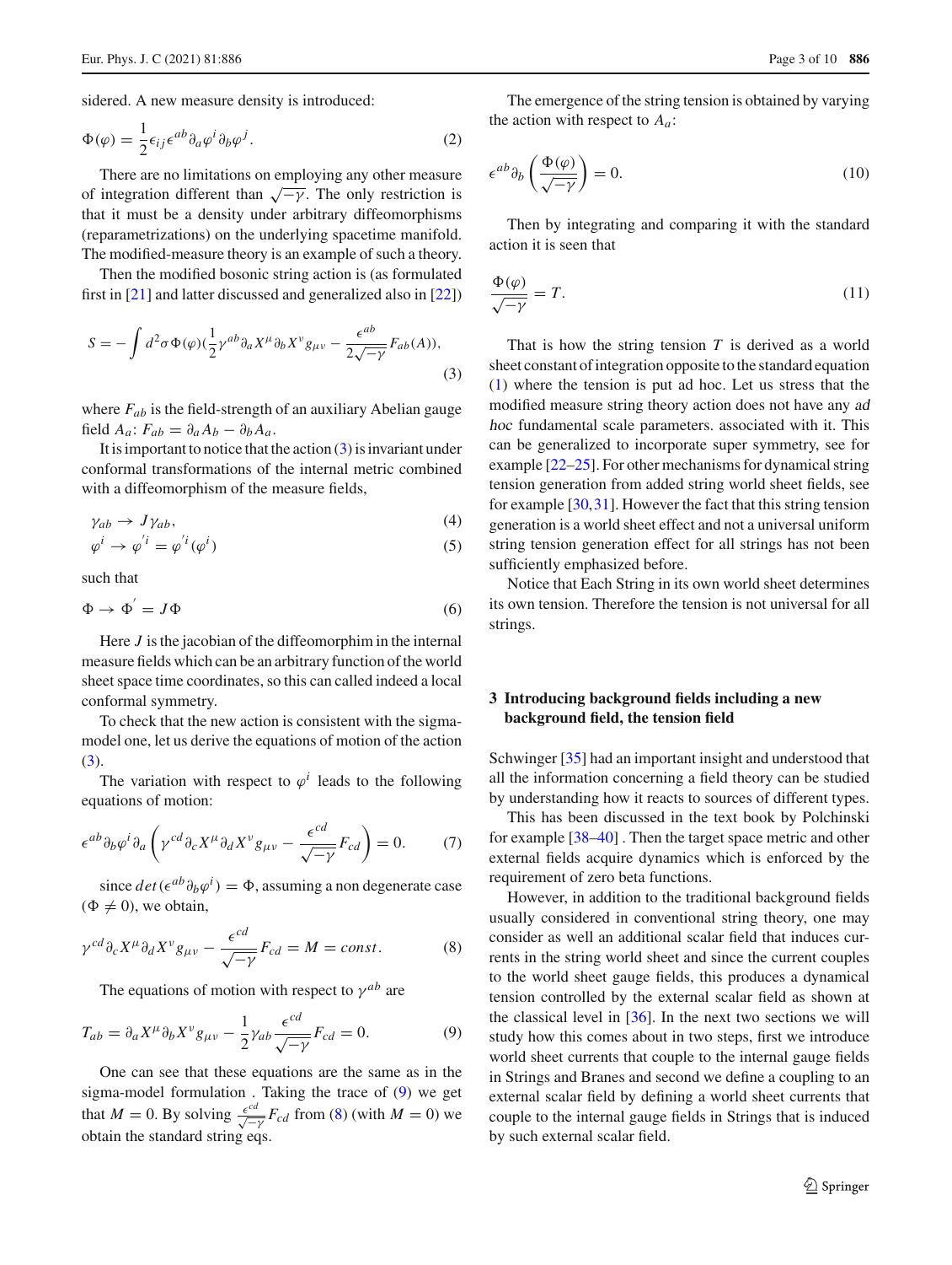sidered. A new measure density is introduced:

$$\Phi(\varphi) = \frac{1}{2}\epsilon_{ij}\epsilon^{ab}\partial_a\varphi^i\partial_b\varphi^j. \tag{2}$$

There are no limitations on employing any other measure of integration different than $\sqrt{-\gamma}$. The only restriction is that it must be a density under arbitrary diffeomorphisms (reparametrizations) on the underlying spacetime manifold. The modified-measure theory is an example of such a theory.

Then the modified bosonic string action is (as formulated first in [21] and latter discussed and generalized also in [22])

$$S = -\int d^2\sigma\,\Phi(\varphi)\left(\frac{1}{2}\gamma^{ab}\partial_a X^\mu \partial_b X^\nu g_{\mu\nu} - \frac{\epsilon^{ab}}{2\sqrt{-\gamma}}F_{ab}(A)\right), \tag{3}$$

where $F_{ab}$ is the field-strength of an auxiliary Abelian gauge field $A_a$: $F_{ab} = \partial_a A_b - \partial_b A_a$.

It is important to notice that the action (3) is invariant under conformal transformations of the internal metric combined with a diffeomorphism of the measure fields,

$$\gamma_{ab} \rightarrow J\gamma_{ab}, \tag{4}$$

$$\varphi^i \rightarrow \varphi^{'i} = \varphi^{'i}(\varphi^i) \tag{5}$$

such that

$$\Phi \rightarrow \Phi^{'} = J\Phi \tag{6}$$

Here $J$ is the jacobian of the diffeomorphim in the internal measure fields which can be an arbitrary function of the world sheet space time coordinates, so this can called indeed a local conformal symmetry.

To check that the new action is consistent with the sigma-model one, let us derive the equations of motion of the action (3).

The variation with respect to $\varphi^i$ leads to the following equations of motion:

$$\epsilon^{ab}\partial_b\varphi^i\partial_a\left(\gamma^{cd}\partial_c X^\mu \partial_d X^\nu g_{\mu\nu} - \frac{\epsilon^{cd}}{\sqrt{-\gamma}}F_{cd}\right) = 0. \tag{7}$$

since $det(\epsilon^{ab}\partial_b\varphi^i) = \Phi$, assuming a non degenerate case ($\Phi \neq 0$), we obtain,

$$\gamma^{cd}\partial_c X^\mu \partial_d X^\nu g_{\mu\nu} - \frac{\epsilon^{cd}}{\sqrt{-\gamma}}F_{cd} = M = const. \tag{8}$$

The equations of motion with respect to $\gamma^{ab}$ are

$$T_{ab} = \partial_a X^\mu \partial_b X^\nu g_{\mu\nu} - \frac{1}{2}\gamma_{ab}\frac{\epsilon^{cd}}{\sqrt{-\gamma}}F_{cd} = 0. \tag{9}$$

One can see that these equations are the same as in the sigma-model formulation . Taking the trace of (9) we get that $M = 0$. By solving $\frac{\epsilon^{cd}}{\sqrt{-\gamma}}F_{cd}$ from (8) (with $M = 0$) we obtain the standard string eqs.

The emergence of the string tension is obtained by varying the action with respect to $A_a$:

$$\epsilon^{ab}\partial_b\left(\frac{\Phi(\varphi)}{\sqrt{-\gamma}}\right) = 0. \tag{10}$$

Then by integrating and comparing it with the standard action it is seen that

$$\frac{\Phi(\varphi)}{\sqrt{-\gamma}} = T. \tag{11}$$

That is how the string tension $T$ is derived as a world sheet constant of integration opposite to the standard equation (1) where the tension is put ad hoc. Let us stress that the modified measure string theory action does not have any *ad hoc* fundamental scale parameters. associated with it. This can be generalized to incorporate super symmetry, see for example [22–25]. For other mechanisms for dynamical string tension generation from added string world sheet fields, see for example [30,31]. However the fact that this string tension generation is a world sheet effect and not a universal uniform string tension generation effect for all strings has not been sufficiently emphasized before.

Notice that Each String in its own world sheet determines its own tension. Therefore the tension is not universal for all strings.

## 3 Introducing background fields including a new background field, the tension field

Schwinger [35] had an important insight and understood that all the information concerning a field theory can be studied by understanding how it reacts to sources of different types.

This has been discussed in the text book by Polchinski for example [38–40] . Then the target space metric and other external fields acquire dynamics which is enforced by the requirement of zero beta functions.

However, in addition to the traditional background fields usually considered in conventional string theory, one may consider as well an additional scalar field that induces currents in the string world sheet and since the current couples to the world sheet gauge fields, this produces a dynamical tension controlled by the external scalar field as shown at the classical level in [36]. In the next two sections we will study how this comes about in two steps, first we introduce world sheet currents that couple to the internal gauge fields in Strings and Branes and second we define a coupling to an external scalar field by defining a world sheet currents that couple to the internal gauge fields in Strings that is induced by such external scalar field.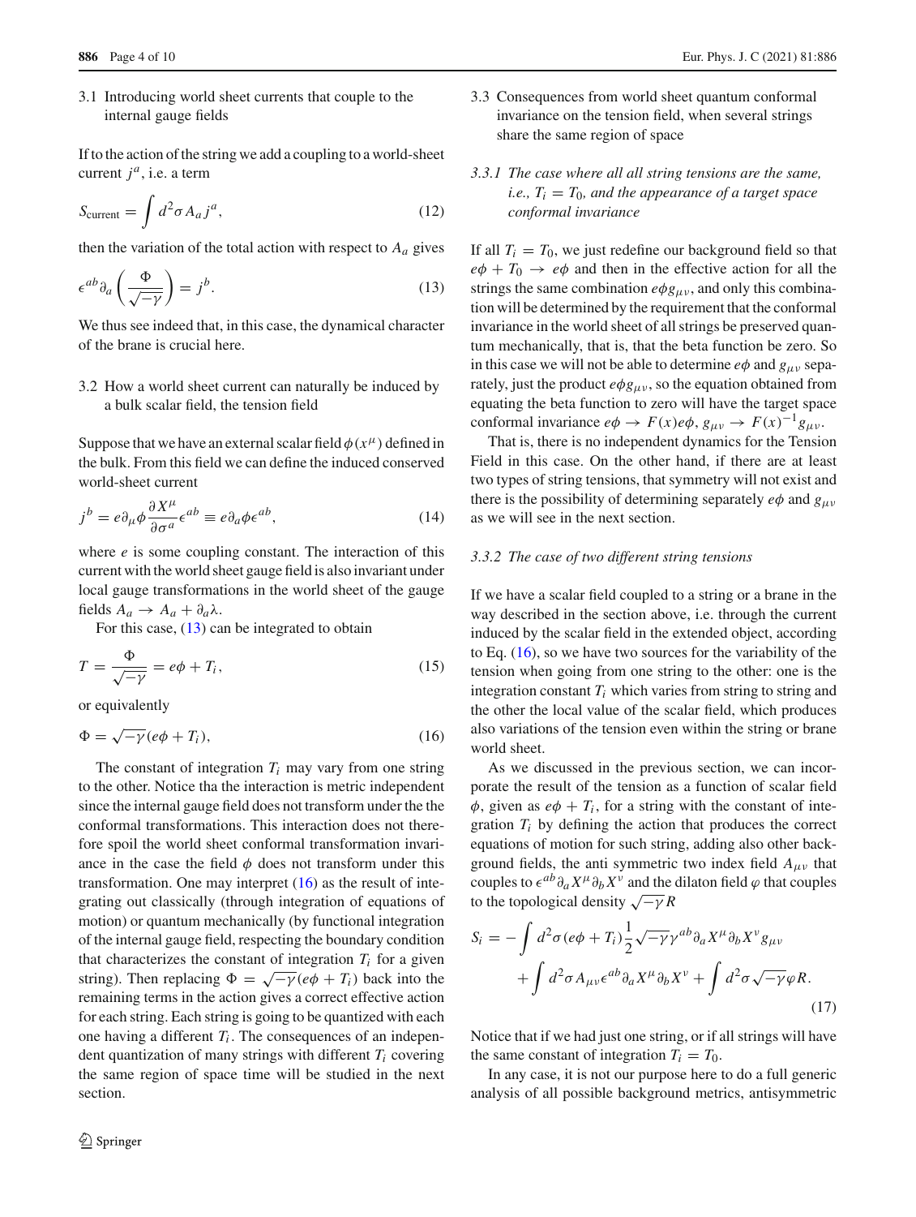### 3.1 Introducing world sheet currents that couple to the internal gauge fields

If to the action of the string we add a coupling to a world-sheet current $j^a$, i.e. a term

$$S_{\text{current}} = \int d^2\sigma A_a j^a, \tag{12}$$

then the variation of the total action with respect to $A_a$ gives

$$\epsilon^{ab}\partial_a\left(\frac{\Phi}{\sqrt{-\gamma}}\right) = j^b. \tag{13}$$

We thus see indeed that, in this case, the dynamical character of the brane is crucial here.

### 3.2 How a world sheet current can naturally be induced by a bulk scalar field, the tension field

Suppose that we have an external scalar field $\phi(x^\mu)$ defined in the bulk. From this field we can define the induced conserved world-sheet current

$$j^b = e\partial_\mu\phi\frac{\partial X^\mu}{\partial\sigma^a}\epsilon^{ab} \equiv e\partial_a\phi\epsilon^{ab}, \tag{14}$$

where $e$ is some coupling constant. The interaction of this current with the world sheet gauge field is also invariant under local gauge transformations in the world sheet of the gauge fields $A_a \to A_a + \partial_a\lambda$.

For this case, (13) can be integrated to obtain

$$T = \frac{\Phi}{\sqrt{-\gamma}} = e\phi + T_i, \tag{15}$$

or equivalently

$$\Phi = \sqrt{-\gamma}(e\phi + T_i), \tag{16}$$

The constant of integration $T_i$ may vary from one string to the other. Notice tha the interaction is metric independent since the internal gauge field does not transform under the the conformal transformations. This interaction does not therefore spoil the world sheet conformal transformation invariance in the case the field $\phi$ does not transform under this transformation. One may interpret (16) as the result of integrating out classically (through integration of equations of motion) or quantum mechanically (by functional integration of the internal gauge field, respecting the boundary condition that characterizes the constant of integration $T_i$ for a given string). Then replacing $\Phi = \sqrt{-\gamma}(e\phi + T_i)$ back into the remaining terms in the action gives a correct effective action for each string. Each string is going to be quantized with each one having a different $T_i$. The consequences of an independent quantization of many strings with different $T_i$ covering the same region of space time will be studied in the next section.

### 3.3 Consequences from world sheet quantum conformal invariance on the tension field, when several strings share the same region of space

#### 3.3.1 *The case where all all string tensions are the same, i.e., $T_i = T_0$, and the appearance of a target space conformal invariance*

If all $T_i = T_0$, we just redefine our background field so that $e\phi + T_0 \to e\phi$ and then in the effective action for all the strings the same combination $e\phi g_{\mu\nu}$, and only this combination will be determined by the requirement that the conformal invariance in the world sheet of all strings be preserved quantum mechanically, that is, that the beta function be zero. So in this case we will not be able to determine $e\phi$ and $g_{\mu\nu}$ separately, just the product $e\phi g_{\mu\nu}$, so the equation obtained from equating the beta function to zero will have the target space conformal invariance $e\phi \to F(x)e\phi$, $g_{\mu\nu} \to F(x)^{-1}g_{\mu\nu}$.

That is, there is no independent dynamics for the Tension Field in this case. On the other hand, if there are at least two types of string tensions, that symmetry will not exist and there is the possibility of determining separately $e\phi$ and $g_{\mu\nu}$ as we will see in the next section.

#### 3.3.2 *The case of two different string tensions*

If we have a scalar field coupled to a string or a brane in the way described in the section above, i.e. through the current induced by the scalar field in the extended object, according to Eq. (16), so we have two sources for the variability of the tension when going from one string to the other: one is the integration constant $T_i$ which varies from string to string and the other the local value of the scalar field, which produces also variations of the tension even within the string or brane world sheet.

As we discussed in the previous section, we can incorporate the result of the tension as a function of scalar field $\phi$, given as $e\phi + T_i$, for a string with the constant of integration $T_i$ by defining the action that produces the correct equations of motion for such string, adding also other background fields, the anti symmetric two index field $A_{\mu\nu}$ that couples to $\epsilon^{ab}\partial_a X^\mu\partial_b X^\nu$ and the dilaton field $\varphi$ that couples to the topological density $\sqrt{-\gamma}R$

$$S_i = -\int d^2\sigma(e\phi + T_i)\frac{1}{2}\sqrt{-\gamma}\gamma^{ab}\partial_a X^\mu\partial_b X^\nu g_{\mu\nu} + \int d^2\sigma A_{\mu\nu}\epsilon^{ab}\partial_a X^\mu\partial_b X^\nu + \int d^2\sigma\sqrt{-\gamma}\varphi R. \tag{17}$$

Notice that if we had just one string, or if all strings will have the same constant of integration $T_i = T_0$.

In any case, it is not our purpose here to do a full generic analysis of all possible background metrics, antisymmetric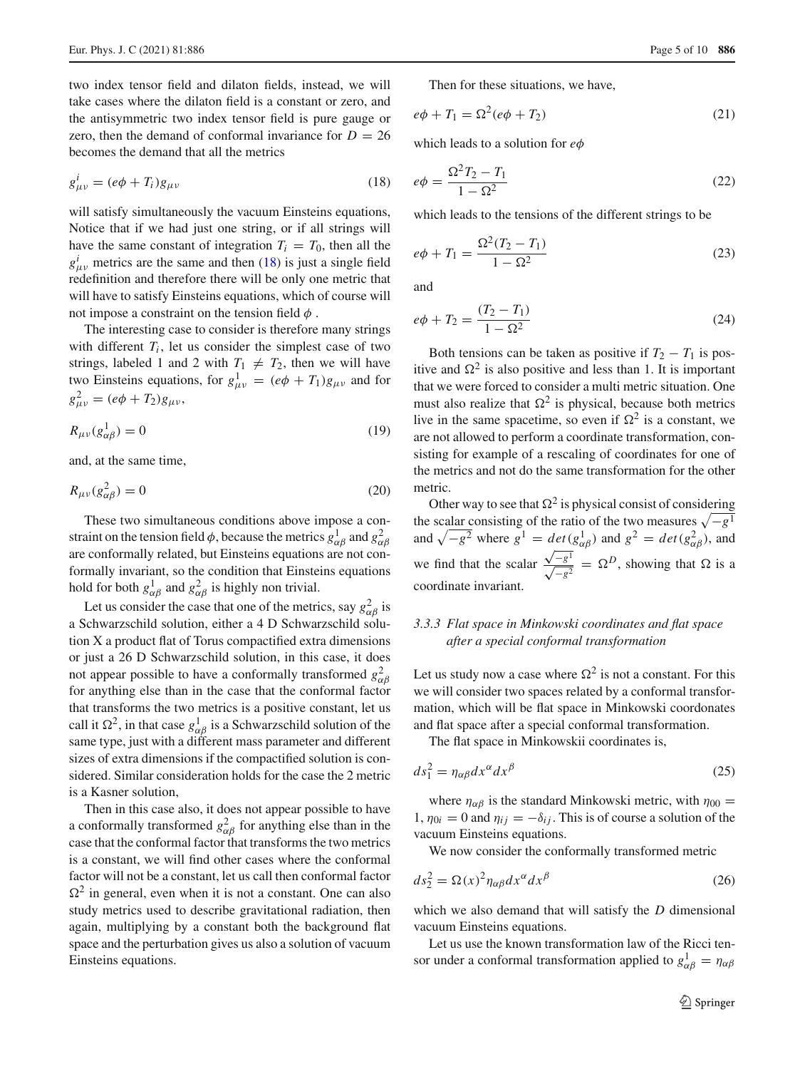two index tensor field and dilaton fields, instead, we will take cases where the dilaton field is a constant or zero, and the antisymmetric two index tensor field is pure gauge or zero, then the demand of conformal invariance for $D = 26$ becomes the demand that all the metrics

$$g^i_{\mu\nu} = (e\phi + T_i) g_{\mu\nu} \tag{18}$$

will satisfy simultaneously the vacuum Einsteins equations, Notice that if we had just one string, or if all strings will have the same constant of integration $T_i = T_0$, then all the $g^i_{\mu\nu}$ metrics are the same and then (18) is just a single field redefinition and therefore there will be only one metric that will have to satisfy Einsteins equations, which of course will not impose a constraint on the tension field $\phi$ .

The interesting case to consider is therefore many strings with different $T_i$, let us consider the simplest case of two strings, labeled 1 and 2 with $T_1 \neq T_2$, then we will have two Einsteins equations, for $g^1_{\mu\nu} = (e\phi + T_1) g_{\mu\nu}$ and for $g^2_{\mu\nu} = (e\phi + T_2) g_{\mu\nu}$,

$$R_{\mu\nu}(g^1_{\alpha\beta}) = 0 \tag{19}$$

and, at the same time,

$$R_{\mu\nu}(g^2_{\alpha\beta}) = 0 \tag{20}$$

These two simultaneous conditions above impose a constraint on the tension field $\phi$, because the metrics $g^1_{\alpha\beta}$ and $g^2_{\alpha\beta}$ are conformally related, but Einsteins equations are not conformally invariant, so the condition that Einsteins equations hold for both $g^1_{\alpha\beta}$ and $g^2_{\alpha\beta}$ is highly non trivial.

Let us consider the case that one of the metrics, say $g^2_{\alpha\beta}$ is a Schwarzschild solution, either a 4 D Schwarzschild solution X a product flat of Torus compactified extra dimensions or just a 26 D Schwarzschild solution, in this case, it does not appear possible to have a conformally transformed $g^2_{\alpha\beta}$ for anything else than in the case that the conformal factor that transforms the two metrics is a positive constant, let us call it $\Omega^2$, in that case $g^1_{\alpha\beta}$ is a Schwarzschild solution of the same type, just with a different mass parameter and different sizes of extra dimensions if the compactified solution is considered. Similar consideration holds for the case the 2 metric is a Kasner solution,

Then in this case also, it does not appear possible to have a conformally transformed $g^2_{\alpha\beta}$ for anything else than in the case that the conformal factor that transforms the two metrics is a constant, we will find other cases where the conformal factor will not be a constant, let us call then conformal factor $\Omega^2$ in general, even when it is not a constant. One can also study metrics used to describe gravitational radiation, then again, multiplying by a constant both the background flat space and the perturbation gives us also a solution of vacuum Einsteins equations.

Then for these situations, we have,

$$e\phi + T_1 = \Omega^2 (e\phi + T_2) \tag{21}$$

which leads to a solution for $e\phi$

$$e\phi = \frac{\Omega^2 T_2 - T_1}{1 - \Omega^2} \tag{22}$$

which leads to the tensions of the different strings to be

$$e\phi + T_1 = \frac{\Omega^2 (T_2 - T_1)}{1 - \Omega^2} \tag{23}$$

and

$$e\phi + T_2 = \frac{(T_2 - T_1)}{1 - \Omega^2} \tag{24}$$

Both tensions can be taken as positive if $T_2 - T_1$ is positive and $\Omega^2$ is also positive and less than 1. It is important that we were forced to consider a multi metric situation. One must also realize that $\Omega^2$ is physical, because both metrics live in the same spacetime, so even if $\Omega^2$ is a constant, we are not allowed to perform a coordinate transformation, consisting for example of a rescaling of coordinates for one of the metrics and not do the same transformation for the other metric.

Other way to see that $\Omega^2$ is physical consist of considering the scalar consisting of the ratio of the two measures $\sqrt{-g^1}$ and $\sqrt{-g^2}$ where $g^1 = det(g^1_{\alpha\beta})$ and $g^2 = det(g^2_{\alpha\beta})$, and we find that the scalar $\frac{\sqrt{-g^1}}{\sqrt{-g^2}} = \Omega^D$, showing that $\Omega$ is a coordinate invariant.

#### 3.3.3 *Flat space in Minkowski coordinates and flat space after a special conformal transformation*

Let us study now a case where $\Omega^2$ is not a constant. For this we will consider two spaces related by a conformal transformation, which will be flat space in Minkowski coordonates and flat space after a special conformal transformation.

The flat space in Minkowskii coordinates is,

$$ds_1^2 = \eta_{\alpha\beta} dx^\alpha dx^\beta \tag{25}$$

where $\eta_{\alpha\beta}$ is the standard Minkowski metric, with $\eta_{00} = 1$, $\eta_{0i} = 0$ and $\eta_{ij} = -\delta_{ij}$. This is of course a solution of the vacuum Einsteins equations.

We now consider the conformally transformed metric

$$ds_2^2 = \Omega(x)^2 \eta_{\alpha\beta} dx^\alpha dx^\beta \tag{26}$$

which we also demand that will satisfy the $D$ dimensional vacuum Einsteins equations.

Let us use the known transformation law of the Ricci tensor under a conformal transformation applied to $g^1_{\alpha\beta} = \eta_{\alpha\beta}$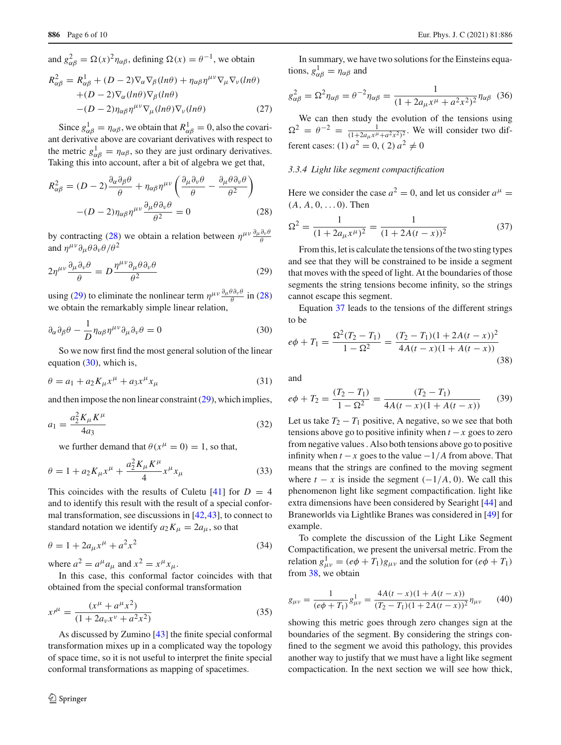and $g^2_{\alpha\beta} = \Omega(x)^2\eta_{\alpha\beta}$, defining $\Omega(x) = \theta^{-1}$, we obtain

$$R^2_{\alpha\beta} = R^1_{\alpha\beta} + (D-2)\nabla_\alpha\nabla_\beta(ln\theta) + \eta_{\alpha\beta}\eta^{\mu\nu}\nabla_\mu\nabla_\nu(ln\theta) \\ +(D-2)\nabla_\alpha(ln\theta)\nabla_\beta(ln\theta) \\ -(D-2)\eta_{\alpha\beta}\eta^{\mu\nu}\nabla_\mu(ln\theta)\nabla_\nu(ln\theta) \quad (27)$$

Since $g^1_{\alpha\beta} = \eta_{\alpha\beta}$, we obtain that $R^1_{\alpha\beta} = 0$, also the covariant derivative above are covariant derivatives with respect to the metric $g^1_{\alpha\beta} = \eta_{\alpha\beta}$, so they are just ordinary derivatives. Taking this into account, after a bit of algebra we get that,

$$R^2_{\alpha\beta} = (D-2)\frac{\partial_\alpha\partial_\beta\theta}{\theta} + \eta_{\alpha\beta}\eta^{\mu\nu}\left(\frac{\partial_\mu\partial_\nu\theta}{\theta} - \frac{\partial_\mu\theta\partial_\nu\theta}{\theta^2}\right) \\ -(D-2)\eta_{\alpha\beta}\eta^{\mu\nu}\frac{\partial_\mu\theta\partial_\nu\theta}{\theta^2} = 0 \quad (28)$$

by contracting (28) we obtain a relation between $\eta^{\mu\nu}\frac{\partial_\mu\partial_\nu\theta}{\theta}$ and $\eta^{\mu\nu}\partial_\mu\theta\partial_\nu\theta/\theta^2$

$$2\eta^{\mu\nu}\frac{\partial_\mu\partial_\nu\theta}{\theta} = D\frac{\eta^{\mu\nu}\partial_\mu\theta\partial_\nu\theta}{\theta^2} \quad (29)$$

using (29) to eliminate the nonlinear term $\eta^{\mu\nu}\frac{\partial_\mu\theta\partial_\nu\theta}{\theta}$ in (28) we obtain the remarkably simple linear relation,

$$\partial_\alpha\partial_\beta\theta - \frac{1}{D}\eta_{\alpha\beta}\eta^{\mu\nu}\partial_\mu\partial_\nu\theta = 0 \quad (30)$$

So we now first find the most general solution of the linear equation (30), which is,

$$\theta = a_1 + a_2K_\mu x^\mu + a_3x^\mu x_\mu \quad (31)$$

and then impose the non linear constraint (29), which implies,

$$a_1 = \frac{a_2^2K_\mu K^\mu}{4a_3} \quad (32)$$

we further demand that $\theta(x^\mu = 0) = 1$, so that,

$$\theta = 1 + a_2K_\mu x^\mu + \frac{a_2^2K_\mu K^\mu}{4}x^\mu x_\mu \quad (33)$$

This coincides with the results of Culetu [41] for $D = 4$ and to identify this result with the result of a special conformal transformation, see discussions in [42,43], to connect to standard notation we identify $a_2K_\mu = 2a_\mu$, so that

$$\theta = 1 + 2a_\mu x^\mu + a^2x^2 \quad (34)$$

where $a^2 = a^\mu a_\mu$ and $x^2 = x^\mu x_\mu$.

In this case, this conformal factor coincides with that obtained from the special conformal transformation

$$x\prime^\mu = \frac{(x^\mu + a^\mu x^2)}{(1 + 2a_\nu x^\nu + a^2x^2)} \quad (35)$$

As discussed by Zumino [43] the finite special conformal transformation mixes up in a complicated way the topology of space time, so it is not useful to interpret the finite special conformal transformations as mapping of spacetimes.

In summary, we have two solutions for the Einsteins equations, $g^1_{\alpha\beta} = \eta_{\alpha\beta}$ and

$$g^2_{\alpha\beta} = \Omega^2\eta_{\alpha\beta} = \theta^{-2}\eta_{\alpha\beta} = \frac{1}{(1 + 2a_\mu x^\mu + a^2x^2)^2}\eta_{\alpha\beta} \quad (36)$$

We can then study the evolution of the tensions using $\Omega^2 = \theta^{-2} = \frac{1}{(1+2a_\mu x^\mu + a^2x^2)^2}$. We will consider two different cases: (1) $a^2 = 0$, ( 2) $a^2 \neq 0$

### 3.3.4 Light like segment compactification

Here we consider the case $a^2 = 0$, and let us consider $a^\mu = (A, A, 0, \ldots 0)$. Then

$$\Omega^2 = \frac{1}{(1 + 2a_\mu x^\mu)^2} = \frac{1}{(1 + 2A(t-x))^2} \quad (37)$$

From this, let is calculate the tensions of the two sting types and see that they will be constrained to be inside a segment that moves with the speed of light. At the boundaries of those segments the string tensions become infinity, so the strings cannot escape this segment.

Equation 37 leads to the tensions of the different strings to be

$$e\phi + T_1 = \frac{\Omega^2(T_2 - T_1)}{1 - \Omega^2} = \frac{(T_2 - T_1)(1 + 2A(t-x))^2}{4A(t-x)(1 + A(t-x))} \quad (38)$$

and

$$e\phi + T_2 = \frac{(T_2 - T_1)}{1 - \Omega^2} = \frac{(T_2 - T_1)}{4A(t-x)(1 + A(t-x))} \quad (39)$$

Let us take $T_2 - T_1$ positive, A negative, so we see that both tensions above go to positive infinity when $t - x$ goes to zero from negative values . Also both tensions above go to positive infinity when $t - x$ goes to the value $-1/A$ from above. That means that the strings are confined to the moving segment where $t - x$ is inside the segment $(-1/A, 0)$. We call this phenomenon light like segment compactification. light like extra dimensions have been considered by Searight [44] and Braneworlds via Lightlike Branes was considered in [49] for example.

To complete the discussion of the Light Like Segment Compactification, we present the universal metric. From the relation $g^1_{\mu\nu} = (e\phi + T_1)g_{\mu\nu}$ and the solution for $(e\phi + T_1)$ from 38, we obtain

$$g_{\mu\nu} = \frac{1}{(e\phi + T_1)}g^1_{\mu\nu} = \frac{4A(t-x)(1 + A(t-x))}{(T_2 - T_1)(1 + 2A(t-x))^2}\eta_{\mu\nu} \quad (40)$$

showing this metric goes through zero changes sign at the boundaries of the segment. By considering the strings confined to the segment we avoid this pathology, this provides another way to justify that we must have a light like segment compactication. In the next section we will see how thick,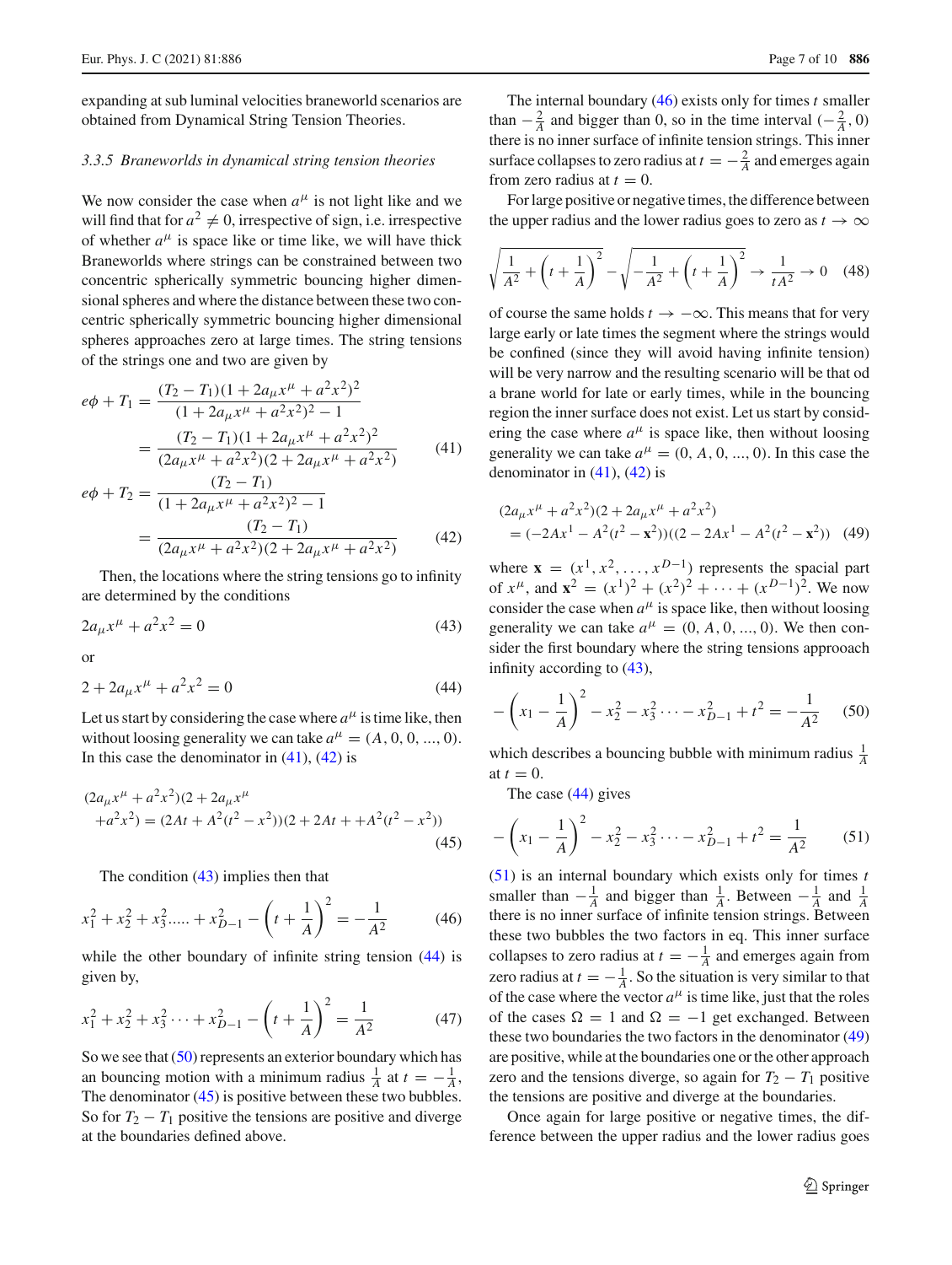expanding at sub luminal velocities braneworld scenarios are obtained from Dynamical String Tension Theories.

#### 3.3.5 Braneworlds in dynamical string tension theories

We now consider the case when $a^\mu$ is not light like and we will find that for $a^2 \neq 0$, irrespective of sign, i.e. irrespective of whether $a^\mu$ is space like or time like, we will have thick Braneworlds where strings can be constrained between two concentric spherically symmetric bouncing higher dimensional spheres and where the distance between these two concentric spherically symmetric bouncing higher dimensional spheres approaches zero at large times. The string tensions of the strings one and two are given by

$$
\begin{aligned}
e\phi + T_1 &= \frac{(T_2 - T_1)(1 + 2a_\mu x^\mu + a^2 x^2)^2}{(1 + 2a_\mu x^\mu + a^2 x^2)^2 - 1} \\
&= \frac{(T_2 - T_1)(1 + 2a_\mu x^\mu + a^2 x^2)^2}{(2a_\mu x^\mu + a^2 x^2)(2 + 2a_\mu x^\mu + a^2 x^2)} \qquad (41)
\end{aligned}
$$

$$
\begin{aligned}
e\phi + T_2 &= \frac{(T_2 - T_1)}{(1 + 2a_\mu x^\mu + a^2 x^2)^2 - 1} \\
&= \frac{(T_2 - T_1)}{(2a_\mu x^\mu + a^2 x^2)(2 + 2a_\mu x^\mu + a^2 x^2)} \qquad (42)
\end{aligned}
$$

Then, the locations where the string tensions go to infinity are determined by the conditions

$$
2a_\mu x^\mu + a^2 x^2 = 0 \qquad (43)
$$

or

$$
2 + 2a_\mu x^\mu + a^2 x^2 = 0 \qquad (44)
$$

Let us start by considering the case where $a^\mu$ is time like, then without loosing generality we can take $a^\mu = (A, 0, 0, ..., 0)$. In this case the denominator in (41), (42) is

$$
\begin{aligned}
&(2a_\mu x^\mu + a^2 x^2)(2 + 2a_\mu x^\mu \\
&+ a^2 x^2) = (2At + A^2(t^2 - x^2))(2 + 2At + +A^2(t^2 - x^2))
\end{aligned} \qquad (45)
$$

The condition (43) implies then that

$$
x_1^2 + x_2^2 + x_3^2 ..... + x_{D-1}^2 - \left(t + \frac{1}{A}\right)^2 = -\frac{1}{A^2} \qquad (46)
$$

while the other boundary of infinite string tension (44) is given by,

$$
x_1^2 + x_2^2 + x_3^2 \cdots + x_{D-1}^2 - \left(t + \frac{1}{A}\right)^2 = \frac{1}{A^2} \qquad (47)
$$

So we see that (50) represents an exterior boundary which has an bouncing motion with a minimum radius $\frac{1}{A}$ at $t = -\frac{1}{A}$, The denominator (45) is positive between these two bubbles. So for $T_2 - T_1$ positive the tensions are positive and diverge at the boundaries defined above.

The internal boundary (46) exists only for times $t$ smaller than $-\frac{2}{A}$ and bigger than 0, so in the time interval $(-\frac{2}{A}, 0)$ there is no inner surface of infinite tension strings. This inner surface collapses to zero radius at $t = -\frac{2}{A}$ and emerges again from zero radius at $t = 0$.

For large positive or negative times, the difference between the upper radius and the lower radius goes to zero as $t \to \infty$

$$
\sqrt{\frac{1}{A^2} + \left(t + \frac{1}{A}\right)^2} - \sqrt{-\frac{1}{A^2} + \left(t + \frac{1}{A}\right)^2} \to \frac{1}{tA^2} \to 0 \qquad (48)
$$

of course the same holds $t \to -\infty$. This means that for very large early or late times the segment where the strings would be confined (since they will avoid having infinite tension) will be very narrow and the resulting scenario will be that od a brane world for late or early times, while in the bouncing region the inner surface does not exist. Let us start by considering the case where $a^\mu$ is space like, then without loosing generality we can take $a^\mu = (0, A, 0, ..., 0)$. In this case the denominator in (41), (42) is

$$
\begin{aligned}
&(2a_\mu x^\mu + a^2 x^2)(2 + 2a_\mu x^\mu + a^2 x^2) \\
&= (-2Ax^1 - A^2(t^2 - \mathbf{x}^2))((2 - 2Ax^1 - A^2(t^2 - \mathbf{x}^2))
\end{aligned} \qquad (49)
$$

where $\mathbf{x} = (x^1, x^2, \ldots, x^{D-1})$ represents the spacial part of $x^\mu$, and $\mathbf{x}^2 = (x^1)^2 + (x^2)^2 + \cdots + (x^{D-1})^2$. We now consider the case when $a^\mu$ is space like, then without loosing generality we can take $a^\mu = (0, A, 0, ..., 0)$. We then consider the first boundary where the string tensions approoach infinity according to (43),

$$
-\left(x_1 - \frac{1}{A}\right)^2 - x_2^2 - x_3^2 \cdots - x_{D-1}^2 + t^2 = -\frac{1}{A^2} \qquad (50)
$$

which describes a bouncing bubble with minimum radius $\frac{1}{A}$ at $t = 0$.

The case (44) gives

$$
-\left(x_1 - \frac{1}{A}\right)^2 - x_2^2 - x_3^2 \cdots - x_{D-1}^2 + t^2 = \frac{1}{A^2} \qquad (51)
$$

(51) is an internal boundary which exists only for times $t$ smaller than $-\frac{1}{A}$ and bigger than $\frac{1}{A}$. Between $-\frac{1}{A}$ and $\frac{1}{A}$ there is no inner surface of infinite tension strings. Between these two bubbles the two factors in eq. This inner surface collapses to zero radius at $t = -\frac{1}{A}$ and emerges again from zero radius at $t = -\frac{1}{A}$. So the situation is very similar to that of the case where the vector $a^\mu$ is time like, just that the roles of the cases $\Omega = 1$ and $\Omega = -1$ get exchanged. Between these two boundaries the two factors in the denominator (49) are positive, while at the boundaries one or the other approach zero and the tensions diverge, so again for $T_2 - T_1$ positive the tensions are positive and diverge at the boundaries.

Once again for large positive or negative times, the difference between the upper radius and the lower radius goes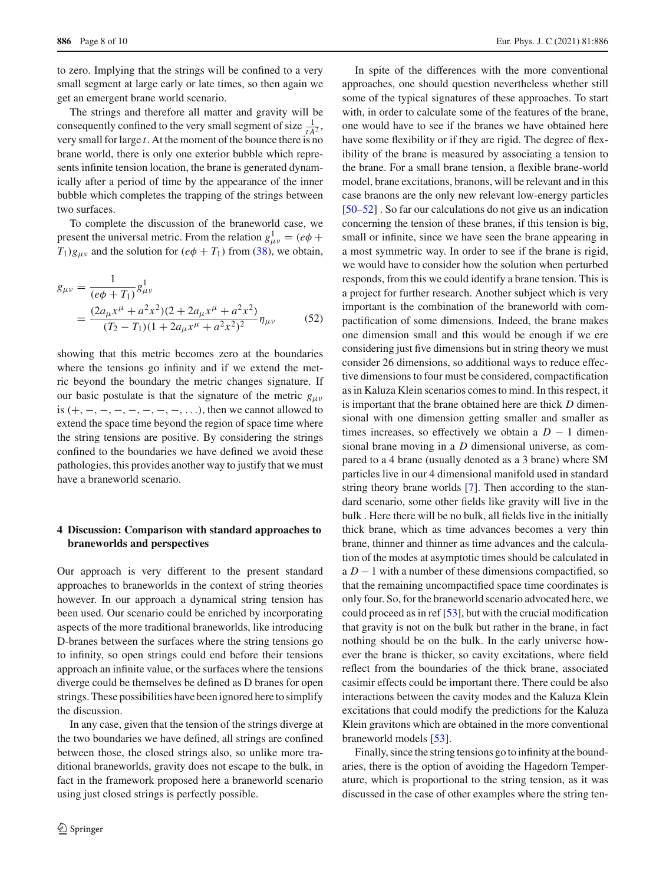to zero. Implying that the strings will be confined to a very small segment at large early or late times, so then again we get an emergent brane world scenario.

The strings and therefore all matter and gravity will be consequently confined to the very small segment of size $\frac{1}{tA^2}$, very small for large $t$. At the moment of the bounce there is no brane world, there is only one exterior bubble which represents infinite tension location, the brane is generated dynamically after a period of time by the appearance of the inner bubble which completes the trapping of the strings between two surfaces.

To complete the discussion of the braneworld case, we present the universal metric. From the relation $g^1_{\mu\nu} = (e\phi + T_1)g_{\mu\nu}$ and the solution for $(e\phi + T_1)$ from (38), we obtain,

$$g_{\mu\nu} = \frac{1}{(e\phi + T_1)} g^1_{\mu\nu} = \frac{(2a_\mu x^\mu + a^2x^2)(2 + 2a_\mu x^\mu + a^2x^2)}{(T_2 - T_1)(1 + 2a_\mu x^\mu + a^2x^2)^2}\eta_{\mu\nu} \qquad (52)$$

showing that this metric becomes zero at the boundaries where the tensions go infinity and if we extend the metric beyond the boundary the metric changes signature. If our basic postulate is that the signature of the metric $g_{\mu\nu}$ is $(+, -, -, -, -, -, -, -, \ldots)$, then we cannot allowed to extend the space time beyond the region of space time where the string tensions are positive. By considering the strings confined to the boundaries we have defined we avoid these pathologies, this provides another way to justify that we must have a braneworld scenario.

## 4 Discussion: Comparison with standard approaches to braneworlds and perspectives

Our approach is very different to the present standard approaches to braneworlds in the context of string theories however. In our approach a dynamical string tension has been used. Our scenario could be enriched by incorporating aspects of the more traditional braneworlds, like introducing D-branes between the surfaces where the string tensions go to infinity, so open strings could end before their tensions approach an infinite value, or the surfaces where the tensions diverge could be themselves be defined as D branes for open strings. These possibilities have been ignored here to simplify the discussion.

In any case, given that the tension of the strings diverge at the two boundaries we have defined, all strings are confined between those, the closed strings also, so unlike more traditional braneworlds, gravity does not escape to the bulk, in fact in the framework proposed here a braneworld scenario using just closed strings is perfectly possible.

In spite of the differences with the more conventional approaches, one should question nevertheless whether still some of the typical signatures of these approaches. To start with, in order to calculate some of the features of the brane, one would have to see if the branes we have obtained here have some flexibility or if they are rigid. The degree of flexibility of the brane is measured by associating a tension to the brane. For a small brane tension, a flexible brane-world model, brane excitations, branons, will be relevant and in this case branons are the only new relevant low-energy particles [50–52] . So far our calculations do not give us an indication concerning the tension of these branes, if this tension is big, small or infinite, since we have seen the brane appearing in a most symmetric way. In order to see if the brane is rigid, we would have to consider how the solution when perturbed responds, from this we could identify a brane tension. This is a project for further research. Another subject which is very important is the combination of the braneworld with compactification of some dimensions. Indeed, the brane makes one dimension small and this would be enough if we ere considering just five dimensions but in string theory we must consider 26 dimensions, so additional ways to reduce effective dimensions to four must be considered, compactification as in Kaluza Klein scenarios comes to mind. In this respect, it is important that the brane obtained here are thick $D$ dimensional with one dimension getting smaller and smaller as times increases, so effectively we obtain a $D - 1$ dimensional brane moving in a $D$ dimensional universe, as compared to a 4 brane (usually denoted as a 3 brane) where SM particles live in our 4 dimensional manifold used in standard string theory brane worlds [7]. Then according to the standard scenario, some other fields like gravity will live in the bulk . Here there will be no bulk, all fields live in the initially thick brane, which as time advances becomes a very thin brane, thinner and thinner as time advances and the calculation of the modes at asymptotic times should be calculated in a $D - 1$ with a number of these dimensions compactified, so that the remaining uncompactified space time coordinates is only four. So, for the braneworld scenario advocated here, we could proceed as in ref [53], but with the crucial modification that gravity is not on the bulk but rather in the brane, in fact nothing should be on the bulk. In the early universe however the brane is thicker, so cavity excitations, where field reflect from the boundaries of the thick brane, associated casimir effects could be important there. There could be also interactions between the cavity modes and the Kaluza Klein excitations that could modify the predictions for the Kaluza Klein gravitons which are obtained in the more conventional braneworld models [53].

Finally, since the string tensions go to infinity at the boundaries, there is the option of avoiding the Hagedorn Temperature, which is proportional to the string tension, as it was discussed in the case of other examples where the string ten-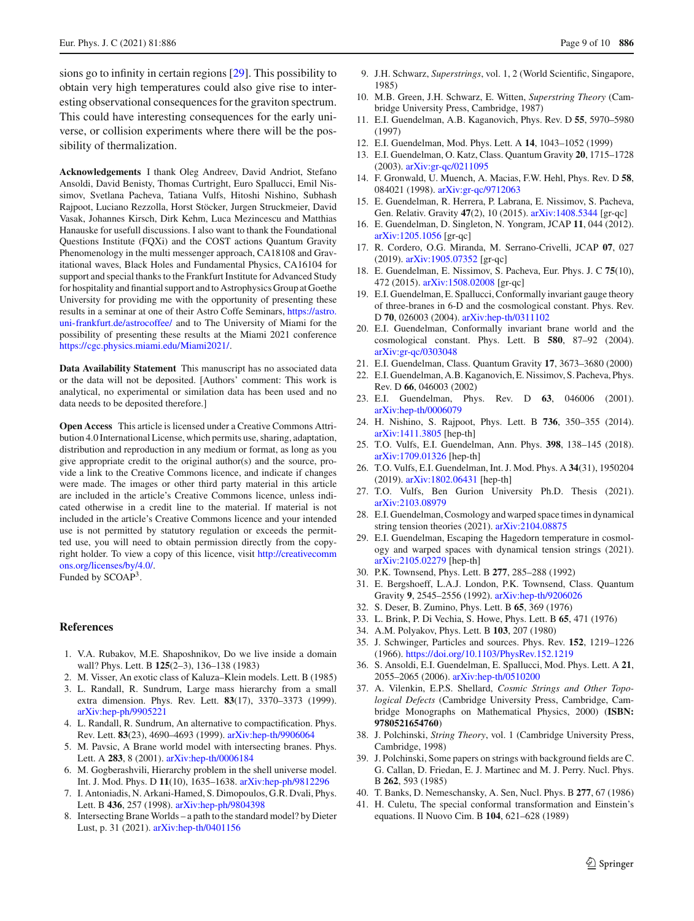sions go to infinity in certain regions [29]. This possibility to obtain very high temperatures could also give rise to interesting observational consequences for the graviton spectrum. This could have interesting consequences for the early universe, or collision experiments where there will be the possibility of thermalization.

**Acknowledgements** I thank Oleg Andreev, David Andriot, Stefano Ansoldi, David Benisty, Thomas Curtright, Euro Spallucci, Emil Nissimov, Svetlana Pacheva, Tatiana Vulfs, Hitoshi Nishino, Subhash Rajpoot, Luciano Rezzolla, Horst Stöcker, Jurgen Struckmeier, David Vasak, Johannes Kirsch, Dirk Kehm, Luca Mezincescu and Matthias Hanauske for usefull discussions. I also want to thank the Foundational Questions Institute (FQXi) and the COST actions Quantum Gravity Phenomenology in the multi messenger approach, CA18108 and Gravitational waves, Black Holes and Fundamental Physics, CA16104 for support and special thanks to the Frankfurt Institute for Advanced Study for hospitality and finantial support and to Astrophysics Group at Goethe University for providing me with the opportunity of presenting these results in a seminar at one of their Astro Coffe Seminars, https://astro.uni-frankfurt.de/astrocoffee/ and to The University of Miami for the possibility of presenting these results at the Miami 2021 conference https://cgc.physics.miami.edu/Miami2021/.

**Data Availability Statement** This manuscript has no associated data or the data will not be deposited. [Authors' comment: This work is analytical, no experimental or similation data has been used and no data needs to be deposited therefore.]

**Open Access** This article is licensed under a Creative Commons Attribution 4.0 International License, which permits use, sharing, adaptation, distribution and reproduction in any medium or format, as long as you give appropriate credit to the original author(s) and the source, provide a link to the Creative Commons licence, and indicate if changes were made. The images or other third party material in this article are included in the article's Creative Commons licence, unless indicated otherwise in a credit line to the material. If material is not included in the article's Creative Commons licence and your intended use is not permitted by statutory regulation or exceeds the permitted use, you will need to obtain permission directly from the copyright holder. To view a copy of this licence, visit http://creativecommons.org/licenses/by/4.0/.
Funded by SCOAP[3].

## References

1. V.A. Rubakov, M.E. Shaposhnikov, Do we live inside a domain wall? Phys. Lett. B **125**(2–3), 136–138 (1983)
2. M. Visser, An exotic class of Kaluza–Klein models. Lett. B (1985)
3. L. Randall, R. Sundrum, Large mass hierarchy from a small extra dimension. Phys. Rev. Lett. **83**(17), 3370–3373 (1999). arXiv:hep-ph/9905221
4. L. Randall, R. Sundrum, An alternative to compactification. Phys. Rev. Lett. **83**(23), 4690–4693 (1999). arXiv:hep-th/9906064
5. M. Pavsic, A Brane world model with intersecting branes. Phys. Lett. A **283**, 8 (2001). arXiv:hep-th/0006184
6. M. Gogberashvili, Hierarchy problem in the shell universe model. Int. J. Mod. Phys. D **11**(10), 1635–1638. arXiv:hep-ph/9812296
7. I. Antoniadis, N. Arkani-Hamed, S. Dimopoulos, G.R. Dvali, Phys. Lett. B **436**, 257 (1998). arXiv:hep-ph/9804398
8. Intersecting Brane Worlds – a path to the standard model? by Dieter Lust, p. 31 (2021). arXiv:hep-th/0401156
9. J.H. Schwarz, *Superstrings*, vol. 1, 2 (World Scientific, Singapore, 1985)
10. M.B. Green, J.H. Schwarz, E. Witten, *Superstring Theory* (Cambridge University Press, Cambridge, 1987)
11. E.I. Guendelman, A.B. Kaganovich, Phys. Rev. D **55**, 5970–5980 (1997)
12. E.I. Guendelman, Mod. Phys. Lett. A **14**, 1043–1052 (1999)
13. E.I. Guendelman, O. Katz, Class. Quantum Gravity **20**, 1715–1728 (2003). arXiv:gr-qc/0211095
14. F. Gronwald, U. Muench, A. Macias, F.W. Hehl, Phys. Rev. D **58**, 084021 (1998). arXiv:gr-qc/9712063
15. E. Guendelman, R. Herrera, P. Labrana, E. Nissimov, S. Pacheva, Gen. Relativ. Gravity **47**(2), 10 (2015). arXiv:1408.5344 [gr-qc]
16. E. Guendelman, D. Singleton, N. Yongram, JCAP **11**, 044 (2012). arXiv:1205.1056 [gr-qc]
17. R. Cordero, O.G. Miranda, M. Serrano-Crivelli, JCAP **07**, 027 (2019). arXiv:1905.07352 [gr-qc]
18. E. Guendelman, E. Nissimov, S. Pacheva, Eur. Phys. J. C **75**(10), 472 (2015). arXiv:1508.02008 [gr-qc]
19. E.I. Guendelman, E. Spallucci, Conformally invariant gauge theory of three-branes in 6-D and the cosmological constant. Phys. Rev. D **70**, 026003 (2004). arXiv:hep-th/0311102
20. E.I. Guendelman, Conformally invariant brane world and the cosmological constant. Phys. Lett. B **580**, 87–92 (2004). arXiv:gr-qc/0303048
21. E.I. Guendelman, Class. Quantum Gravity **17**, 3673–3680 (2000)
22. E.I. Guendelman, A.B. Kaganovich, E. Nissimov, S. Pacheva, Phys. Rev. D **66**, 046003 (2002)
23. E.I. Guendelman, Phys. Rev. D **63**, 046006 (2001). arXiv:hep-th/0006079
24. H. Nishino, S. Rajpoot, Phys. Lett. B **736**, 350–355 (2014). arXiv:1411.3805 [hep-th]
25. T.O. Vulfs, E.I. Guendelman, Ann. Phys. **398**, 138–145 (2018). arXiv:1709.01326 [hep-th]
26. T.O. Vulfs, E.I. Guendelman, Int. J. Mod. Phys. A **34**(31), 1950204 (2019). arXiv:1802.06431 [hep-th]
27. T.O. Vulfs, Ben Gurion University Ph.D. Thesis (2021). arXiv:2103.08979
28. E.I. Guendelman, Cosmology and warped space times in dynamical string tension theories (2021). arXiv:2104.08875
29. E.I. Guendelman, Escaping the Hagedorn temperature in cosmology and warped spaces with dynamical tension strings (2021). arXiv:2105.02279 [hep-th]
30. P.K. Townsend, Phys. Lett. B **277**, 285–288 (1992)
31. E. Bergshoeff, L.A.J. London, P.K. Townsend, Class. Quantum Gravity **9**, 2545–2556 (1992). arXiv:hep-th/9206026
32. S. Deser, B. Zumino, Phys. Lett. B **65**, 369 (1976)
33. L. Brink, P. Di Vechia, S. Howe, Phys. Lett. B **65**, 471 (1976)
34. A.M. Polyakov, Phys. Lett. B **103**, 207 (1980)
35. J. Schwinger, Particles and sources. Phys. Rev. **152**, 1219–1226 (1966). https://doi.org/10.1103/PhysRev.152.1219
36. S. Ansoldi, E.I. Guendelman, E. Spallucci, Mod. Phys. Lett. A **21**, 2055–2065 (2006). arXiv:hep-th/0510200
37. A. Vilenkin, E.P.S. Shellard, *Cosmic Strings and Other Topological Defects* (Cambridge University Press, Cambridge, Cambridge Monographs on Mathematical Physics, 2000) (**ISBN: 9780521654760**)
38. J. Polchinski, *String Theory*, vol. 1 (Cambridge University Press, Cambridge, 1998)
39. J. Polchinski, Some papers on strings with background fields are C. G. Callan, D. Friedan, E. J. Martinec and M. J. Perry. Nucl. Phys. B **262**, 593 (1985)
40. T. Banks, D. Nemeschansky, A. Sen, Nucl. Phys. B **277**, 67 (1986)
41. H. Culetu, The special conformal transformation and Einstein's equations. Il Nuovo Cim. B **104**, 621–628 (1989)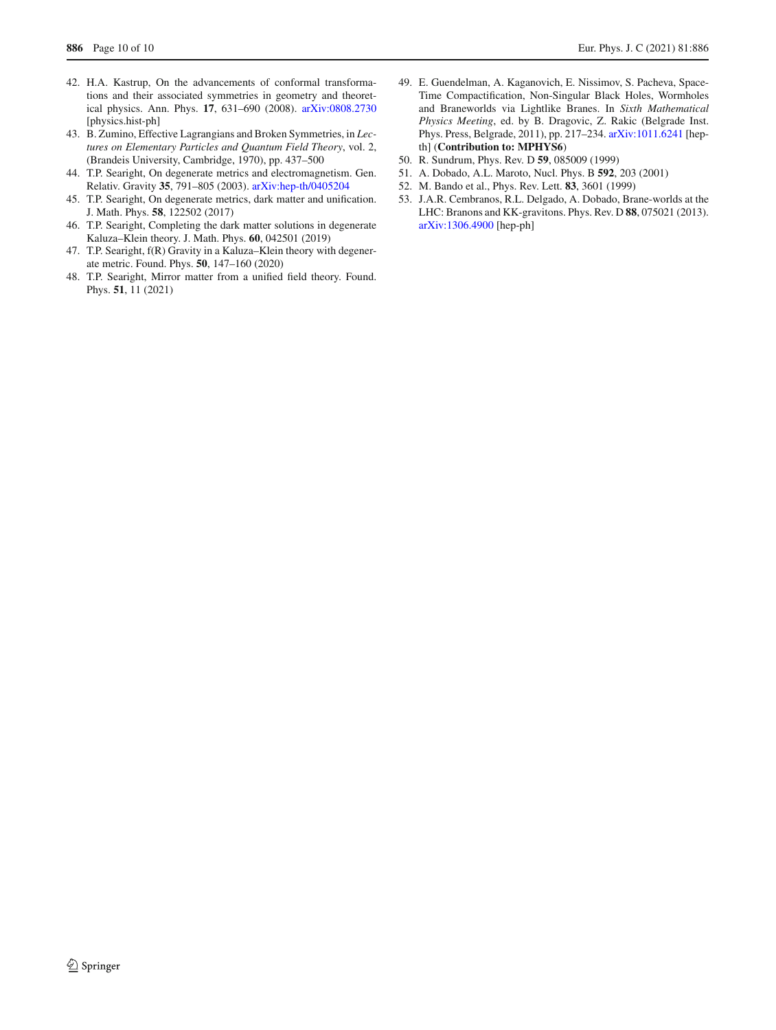42. H.A. Kastrup, On the advancements of conformal transformations and their associated symmetries in geometry and theoretical physics. Ann. Phys. **17**, 631–690 (2008). arXiv:0808.2730 [physics.hist-ph]
43. B. Zumino, Effective Lagrangians and Broken Symmetries, in *Lectures on Elementary Particles and Quantum Field Theory*, vol. 2, (Brandeis University, Cambridge, 1970), pp. 437–500
44. T.P. Searight, On degenerate metrics and electromagnetism. Gen. Relativ. Gravity **35**, 791–805 (2003). arXiv:hep-th/0405204
45. T.P. Searight, On degenerate metrics, dark matter and unification. J. Math. Phys. **58**, 122502 (2017)
46. T.P. Searight, Completing the dark matter solutions in degenerate Kaluza–Klein theory. J. Math. Phys. **60**, 042501 (2019)
47. T.P. Searight, f(R) Gravity in a Kaluza–Klein theory with degenerate metric. Found. Phys. **50**, 147–160 (2020)
48. T.P. Searight, Mirror matter from a unified field theory. Found. Phys. **51**, 11 (2021)
49. E. Guendelman, A. Kaganovich, E. Nissimov, S. Pacheva, Space-Time Compactification, Non-Singular Black Holes, Wormholes and Braneworlds via Lightlike Branes. In *Sixth Mathematical Physics Meeting*, ed. by B. Dragovic, Z. Rakic (Belgrade Inst. Phys. Press, Belgrade, 2011), pp. 217–234. arXiv:1011.6241 [hep-th] (**Contribution to: MPHYS6**)
50. R. Sundrum, Phys. Rev. D **59**, 085009 (1999)
51. A. Dobado, A.L. Maroto, Nucl. Phys. B **592**, 203 (2001)
52. M. Bando et al., Phys. Rev. Lett. **83**, 3601 (1999)
53. J.A.R. Cembranos, R.L. Delgado, A. Dobado, Brane-worlds at the LHC: Branons and KK-gravitons. Phys. Rev. D **88**, 075021 (2013). arXiv:1306.4900 [hep-ph]